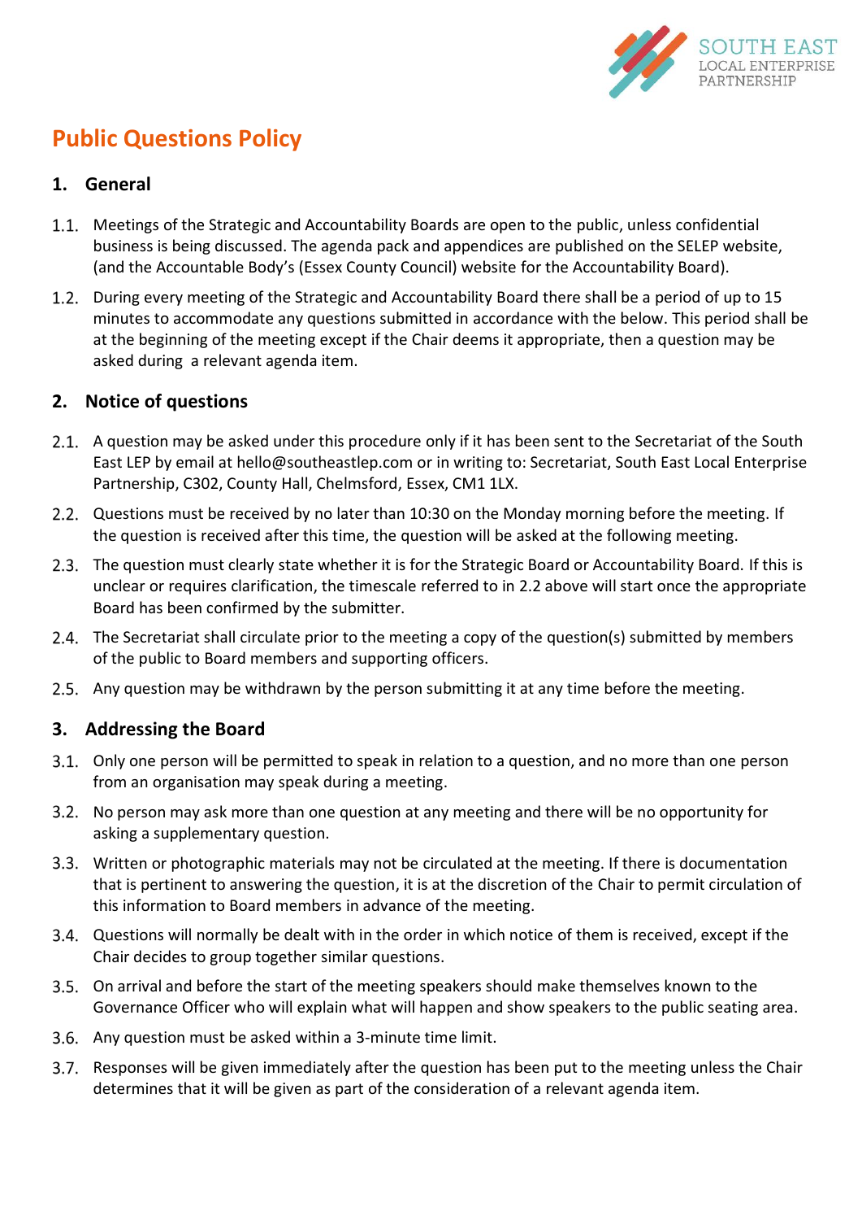SOUTH EAST
LOCAL ENTERPRISE
PARTNERSHIP

# Public Questions Policy

## 1. General

1.1. Meetings of the Strategic and Accountability Boards are open to the public, unless confidential business is being discussed. The agenda pack and appendices are published on the SELEP website, (and the Accountable Body's (Essex County Council) website for the Accountability Board).

1.2. During every meeting of the Strategic and Accountability Board there shall be a period of up to 15 minutes to accommodate any questions submitted in accordance with the below. This period shall be at the beginning of the meeting except if the Chair deems it appropriate, then a question may be asked during a relevant agenda item.

## 2. Notice of questions

2.1. A question may be asked under this procedure only if it has been sent to the Secretariat of the South East LEP by email at hello@southeastlep.com or in writing to: Secretariat, South East Local Enterprise Partnership, C302, County Hall, Chelmsford, Essex, CM1 1LX.

2.2. Questions must be received by no later than 10:30 on the Monday morning before the meeting. If the question is received after this time, the question will be asked at the following meeting.

2.3. The question must clearly state whether it is for the Strategic Board or Accountability Board. If this is unclear or requires clarification, the timescale referred to in 2.2 above will start once the appropriate Board has been confirmed by the submitter.

2.4. The Secretariat shall circulate prior to the meeting a copy of the question(s) submitted by members of the public to Board members and supporting officers.

2.5. Any question may be withdrawn by the person submitting it at any time before the meeting.

## 3. Addressing the Board

3.1. Only one person will be permitted to speak in relation to a question, and no more than one person from an organisation may speak during a meeting.

3.2. No person may ask more than one question at any meeting and there will be no opportunity for asking a supplementary question.

3.3. Written or photographic materials may not be circulated at the meeting. If there is documentation that is pertinent to answering the question, it is at the discretion of the Chair to permit circulation of this information to Board members in advance of the meeting.

3.4. Questions will normally be dealt with in the order in which notice of them is received, except if the Chair decides to group together similar questions.

3.5. On arrival and before the start of the meeting speakers should make themselves known to the Governance Officer who will explain what will happen and show speakers to the public seating area.

3.6. Any question must be asked within a 3-minute time limit.

3.7. Responses will be given immediately after the question has been put to the meeting unless the Chair determines that it will be given as part of the consideration of a relevant agenda item.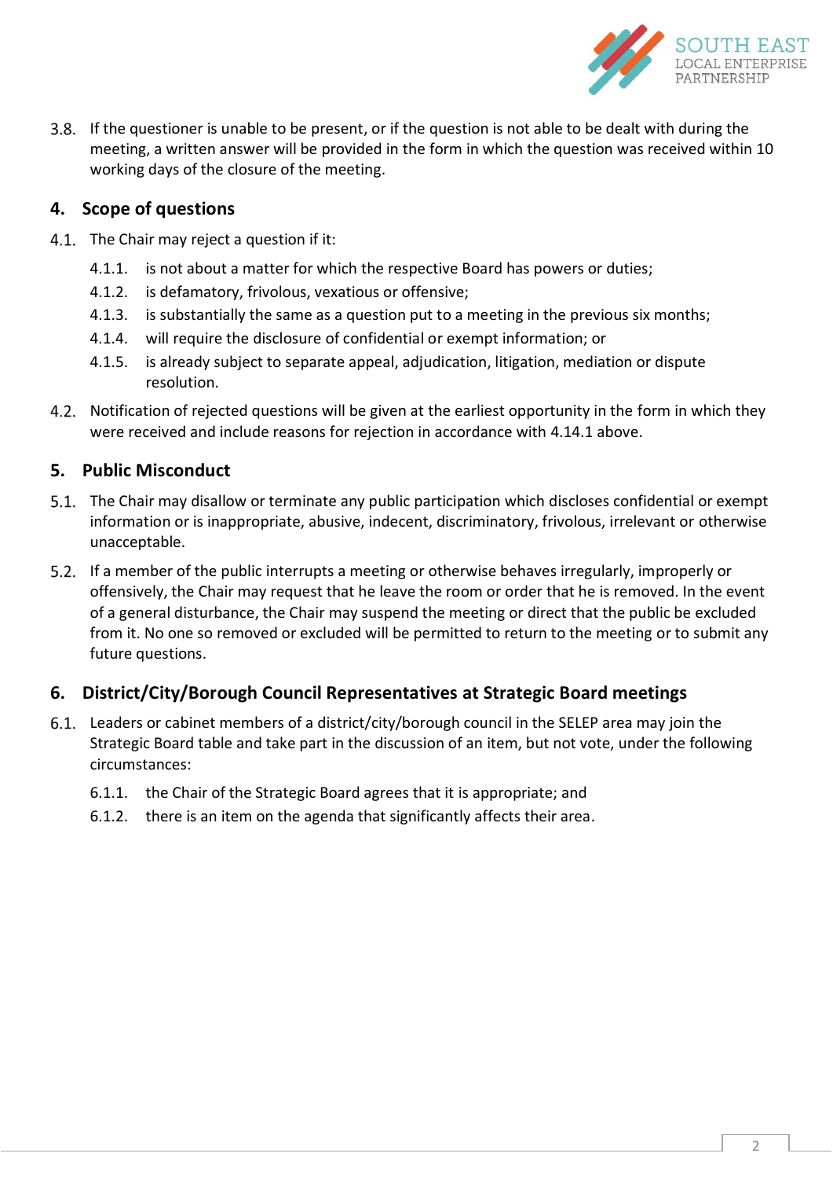3.8. If the questioner is unable to be present, or if the question is not able to be dealt with during the meeting, a written answer will be provided in the form in which the question was received within 10 working days of the closure of the meeting.

## 4. Scope of questions

4.1. The Chair may reject a question if it:

- 4.1.1. is not about a matter for which the respective Board has powers or duties;
- 4.1.2. is defamatory, frivolous, vexatious or offensive;
- 4.1.3. is substantially the same as a question put to a meeting in the previous six months;
- 4.1.4. will require the disclosure of confidential or exempt information; or
- 4.1.5. is already subject to separate appeal, adjudication, litigation, mediation or dispute resolution.

4.2. Notification of rejected questions will be given at the earliest opportunity in the form in which they were received and include reasons for rejection in accordance with 4.14.1 above.

## 5. Public Misconduct

5.1. The Chair may disallow or terminate any public participation which discloses confidential or exempt information or is inappropriate, abusive, indecent, discriminatory, frivolous, irrelevant or otherwise unacceptable.

5.2. If a member of the public interrupts a meeting or otherwise behaves irregularly, improperly or offensively, the Chair may request that he leave the room or order that he is removed. In the event of a general disturbance, the Chair may suspend the meeting or direct that the public be excluded from it. No one so removed or excluded will be permitted to return to the meeting or to submit any future questions.

## 6. District/City/Borough Council Representatives at Strategic Board meetings

6.1. Leaders or cabinet members of a district/city/borough council in the SELEP area may join the Strategic Board table and take part in the discussion of an item, but not vote, under the following circumstances:

- 6.1.1. the Chair of the Strategic Board agrees that it is appropriate; and
- 6.1.2. there is an item on the agenda that significantly affects their area.